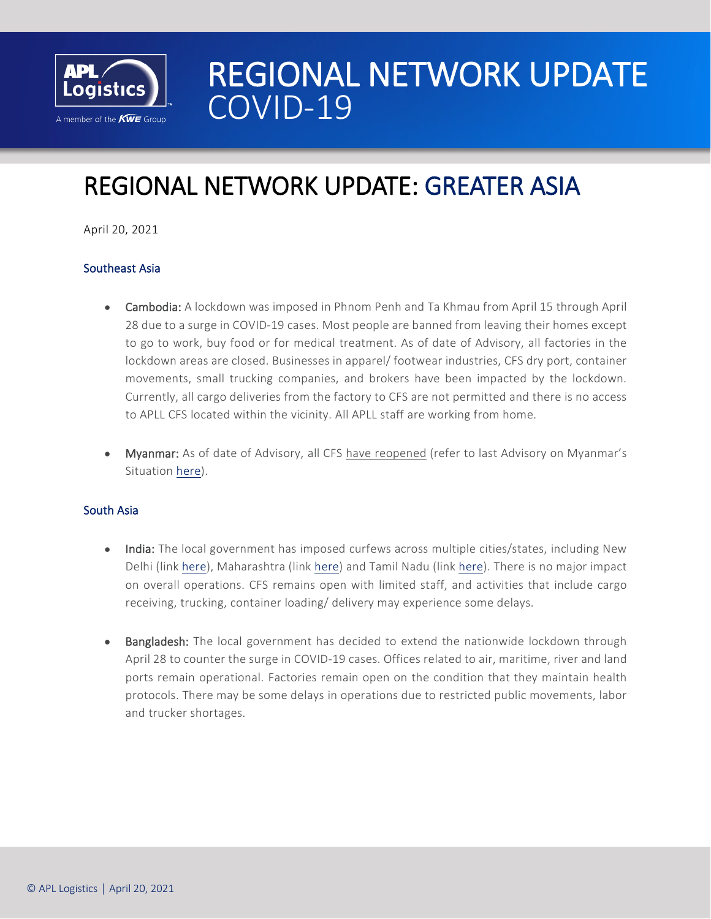# REGIONAL NETWORK UPDATE COVID-19

## REGIONAL NETWORK UPDATE: GREATER ASIA

April 20, 2021

### Southeast Asia

- **Cambodia:** A lockdown was imposed in Phnom Penh and Ta Khmau from April 15 through April 28 due to a surge in COVID-19 cases. Most people are banned from leaving their homes except to go to work, buy food or for medical treatment. As of date of Advisory, all factories in the lockdown areas are closed. Businesses in apparel/ footwear industries, CFS dry port, container movements, small trucking companies, and brokers have been impacted by the lockdown. Currently, all cargo deliveries from the factory to CFS are not permitted and there is no access to APLL CFS located within the vicinity. All APLL staff are working from home.

- **Myanmar:** As of date of Advisory, all CFS have reopened (refer to last Advisory on Myanmar's Situation here).

### South Asia

- **India:** The local government has imposed curfews across multiple cities/states, including New Delhi (link here), Maharashtra (link here) and Tamil Nadu (link here). There is no major impact on overall operations. CFS remains open with limited staff, and activities that include cargo receiving, trucking, container loading/ delivery may experience some delays.

- **Bangladesh:** The local government has decided to extend the nationwide lockdown through April 28 to counter the surge in COVID-19 cases. Offices related to air, maritime, river and land ports remain operational. Factories remain open on the condition that they maintain health protocols. There may be some delays in operations due to restricted public movements, labor and trucker shortages.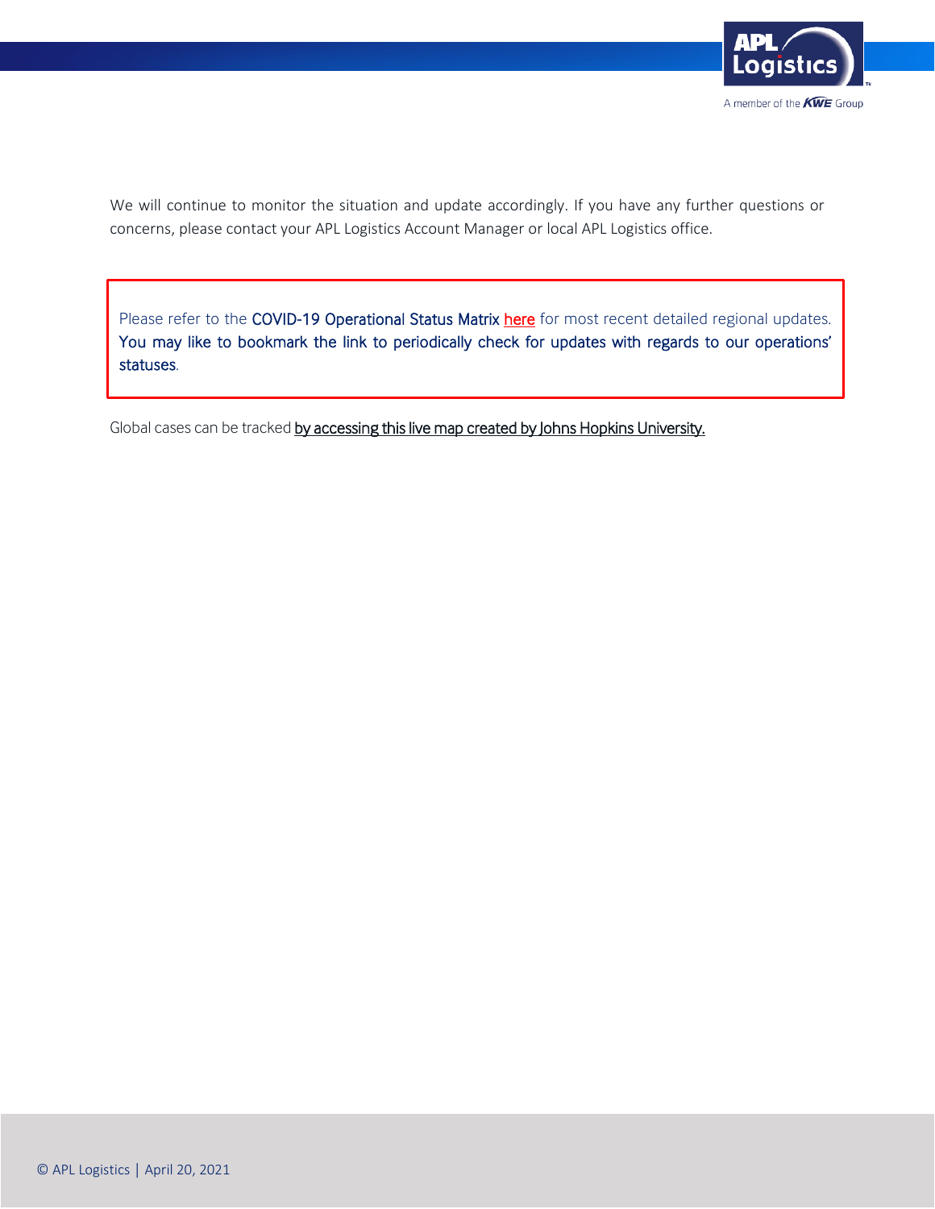We will continue to monitor the situation and update accordingly. If you have any further questions or concerns, please contact your APL Logistics Account Manager or local APL Logistics office.

Please refer to the COVID-19 Operational Status Matrix here for most recent detailed regional updates. You may like to bookmark the link to periodically check for updates with regards to our operations' statuses.

Global cases can be tracked by accessing this live map created by Johns Hopkins University.